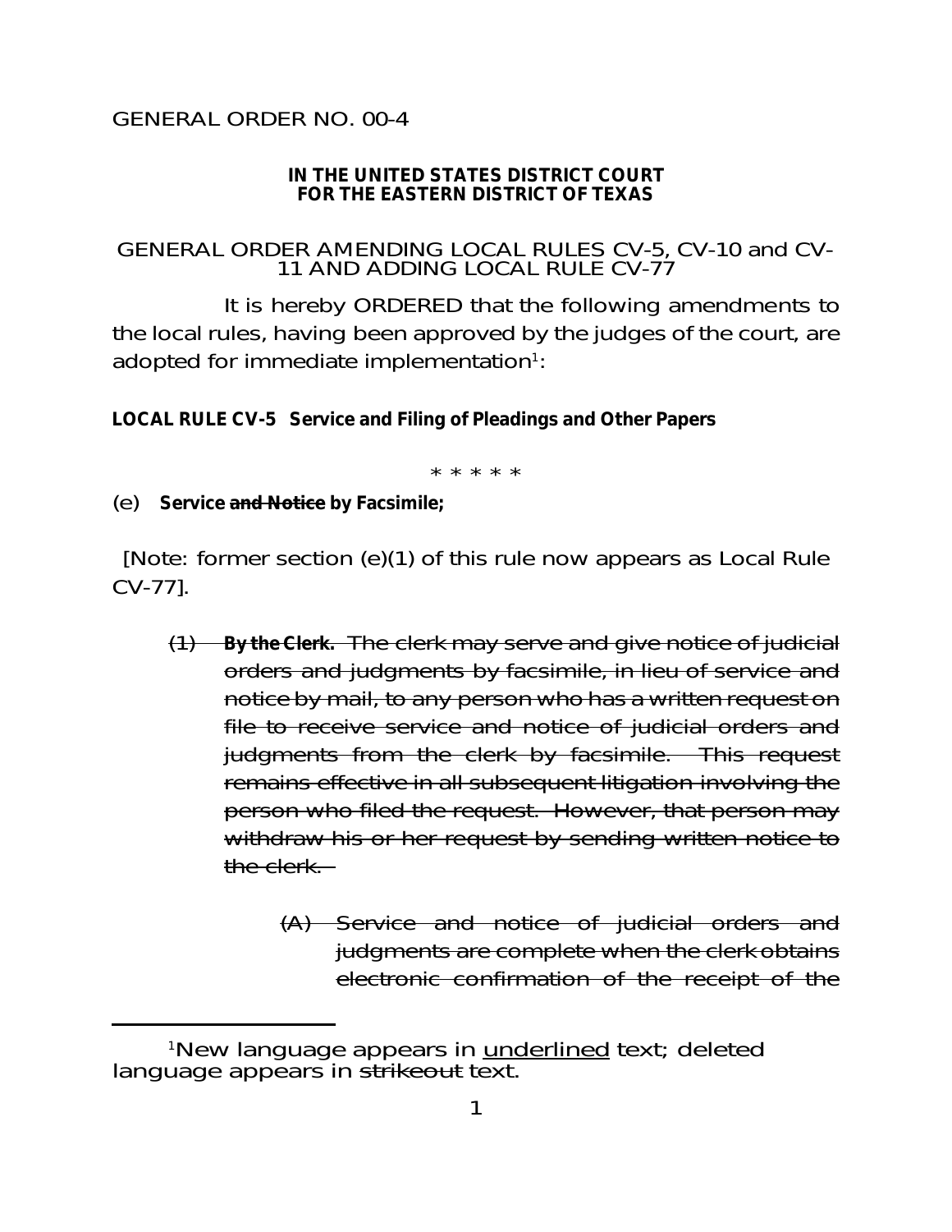GENERAL ORDER NO. 00-4

**IN THE UNITED STATES DISTRICT COURT**
**FOR THE EASTERN DISTRICT OF TEXAS**

GENERAL ORDER AMENDING LOCAL RULES CV-5, CV-10 and CV-11 AND ADDING LOCAL RULE CV-77

It is hereby ORDERED that the following amendments to the local rules, having been approved by the judges of the court, are adopted for immediate implementation[1]:

**LOCAL RULE CV-5 Service and Filing of Pleadings and Other Papers**

\* \* \* \* \*

(e) **Service ~~and Notice~~ by Facsimile;**

[Note: former section (e)(1) of this rule now appears as Local Rule CV-77].

~~(1) **By the Clerk.** The clerk may serve and give notice of judicial orders and judgments by facsimile, in lieu of service and notice by mail, to any person who has a written request on file to receive service and notice of judicial orders and judgments from the clerk by facsimile. This request remains effective in all subsequent litigation involving the person who filed the request. However, that person may withdraw his or her request by sending written notice to the clerk.~~

~~(A) Service and notice of judicial orders and judgments are complete when the clerk obtains electronic confirmation of the receipt of the~~

[1]New language appears in <u>underlined</u> text; deleted language appears in ~~strikeout~~ text.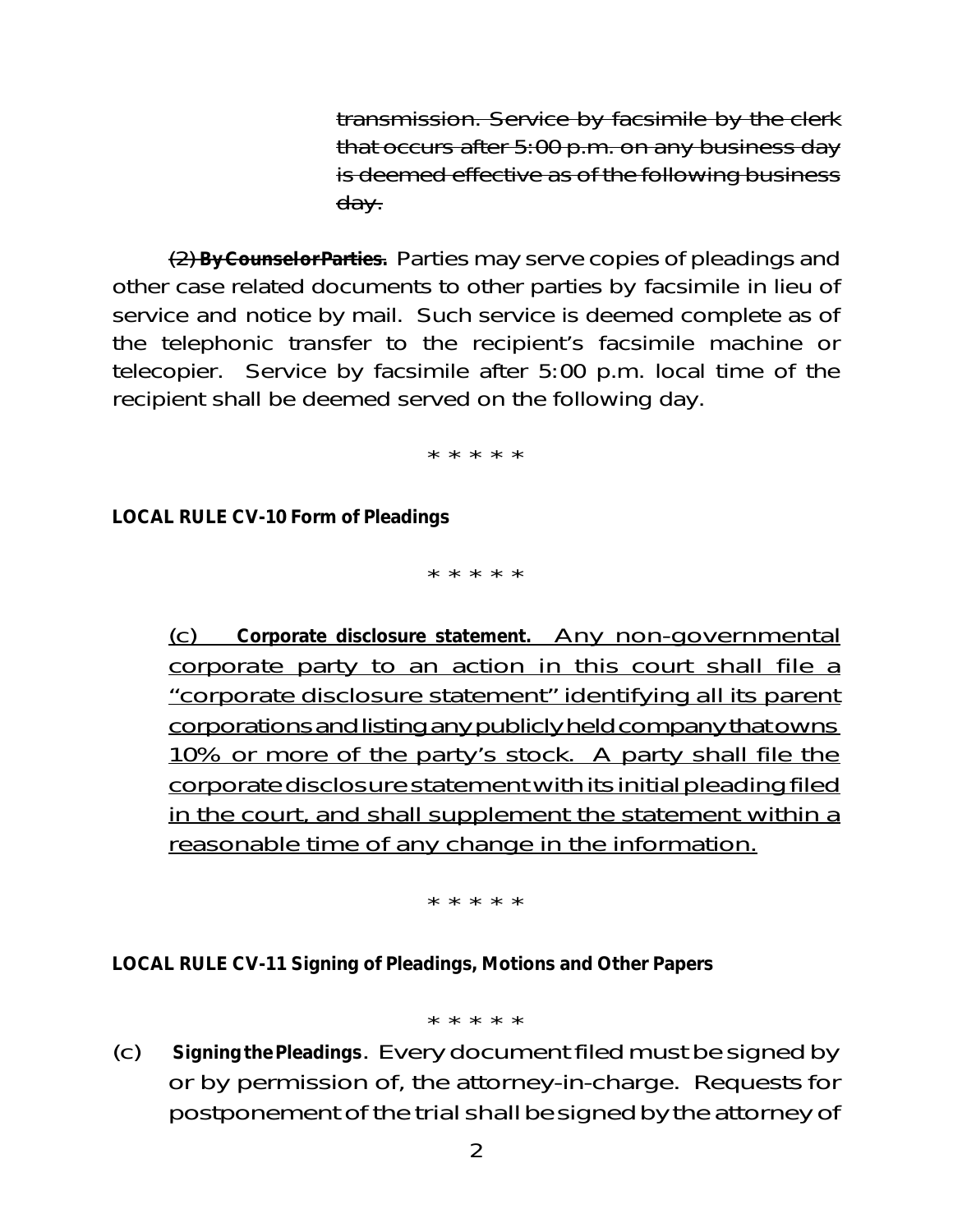~~transmission. Service by facsimile by the clerk that occurs after 5:00 p.m. on any business day is deemed effective as of the following business day.~~

~~(2) **By Counsel or Parties.**~~ Parties may serve copies of pleadings and other case related documents to other parties by facsimile in lieu of service and notice by mail. Such service is deemed complete as of the telephonic transfer to the recipient's facsimile machine or telecopier. Service by facsimile after 5:00 p.m. local time of the recipient shall be deemed served on the following day.

* * * * *

**LOCAL RULE CV-10 Form of Pleadings**

* * * * *

<u>(c) **Corporate disclosure statement.** Any non-governmental corporate party to an action in this court shall file a "corporate disclosure statement" identifying all its parent corporations and listing any publicly held company that owns 10% or more of the party's stock. A party shall file the corporate disclosure statement with its initial pleading filed in the court, and shall supplement the statement within a reasonable time of any change in the information.</u>

* * * * *

**LOCAL RULE CV-11 Signing of Pleadings, Motions and Other Papers**

* * * * *

(c) **Signing the Pleadings**. Every document filed must be signed by or by permission of, the attorney-in-charge. Requests for postponement of the trial shall be signed by the attorney of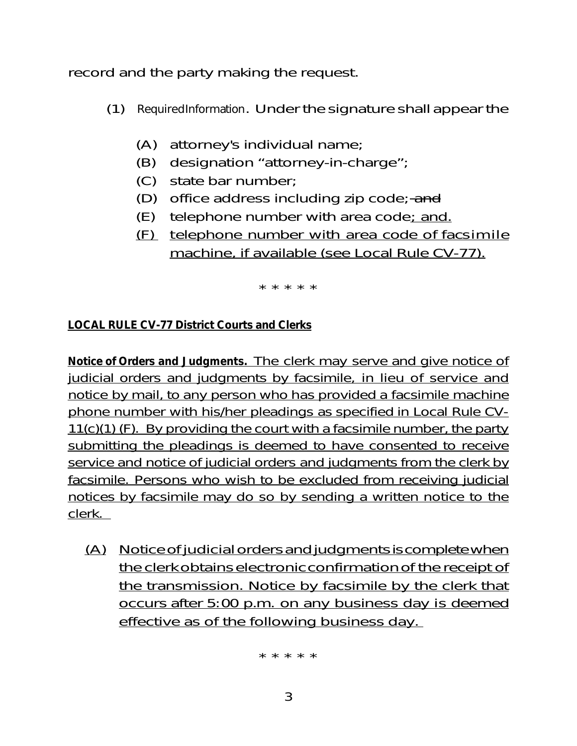record and the party making the request.

(1) Required Information. Under the signature shall appear the

(A) attorney's individual name;
(B) designation "attorney-in-charge";
(C) state bar number;
(D) office address including zip code; ~~and~~
(E) telephone number with area code<u>; and.</u>
<u>(F) telephone number with area code of facsimile machine, if available (see Local Rule CV-77).</u>

\* \* \* \* \*

<u>**LOCAL RULE CV-77 District Courts and Clerks**</u>

<u>**Notice of Orders and Judgments.** The clerk may serve and give notice of judicial orders and judgments by facsimile, in lieu of service and notice by mail, to any person who has provided a facsimile machine phone number with his/her pleadings as specified in Local Rule CV-11(c)(1) (F). By providing the court with a facsimile number, the party submitting the pleadings is deemed to have consented to receive service and notice of judicial orders and judgments from the clerk by facsimile. Persons who wish to be excluded from receiving judicial notices by facsimile may do so by sending a written notice to the clerk.</u>

<u>(A) Notice of judicial orders and judgments is complete when the clerk obtains electronic confirmation of the receipt of the transmission. Notice by facsimile by the clerk that occurs after 5:00 p.m. on any business day is deemed effective as of the following business day.</u>

\* \* \* \* \*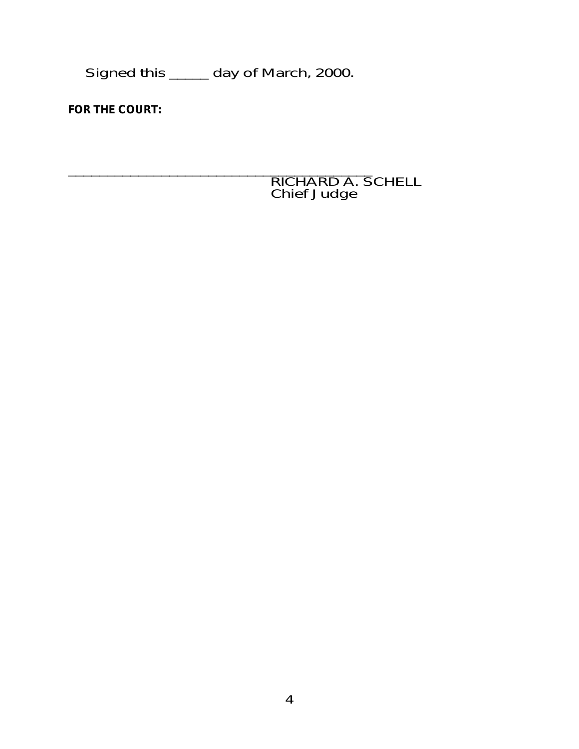Signed this _____ day of March, 2000.

**FOR THE COURT:**

_________________________________________

RICHARD A. SCHELL
Chief Judge